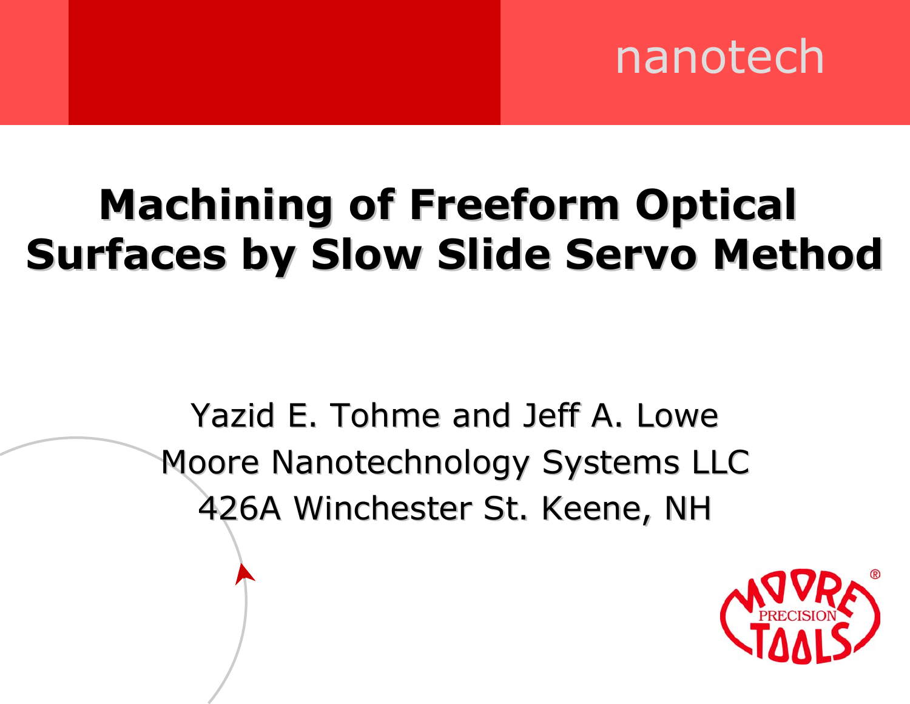nanotech

# Machining of Freeform Optical Surfaces by Slow Slide Servo Method

Yazid E. Tohme and Jeff A. Lowe

Moore Nanotechnology Systems LLC

426A Winchester St. Keene, NH

MOORE PRECISION TOOLS®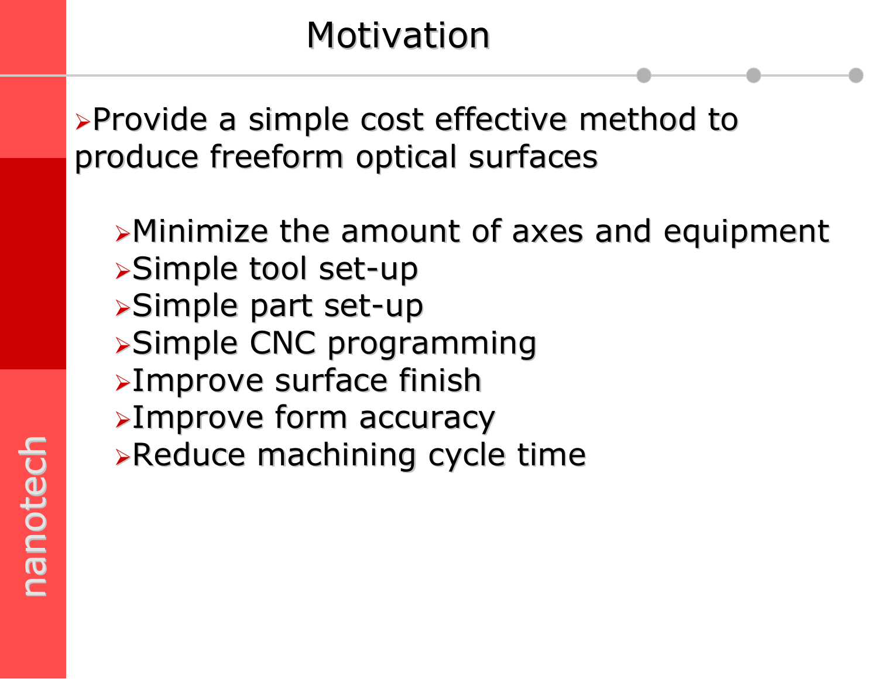# Motivation

- Provide a simple cost effective method to produce freeform optical surfaces
  - Minimize the amount of axes and equipment
  - Simple tool set-up
  - Simple part set-up
  - Simple CNC programming
  - Improve surface finish
  - Improve form accuracy
  - Reduce machining cycle time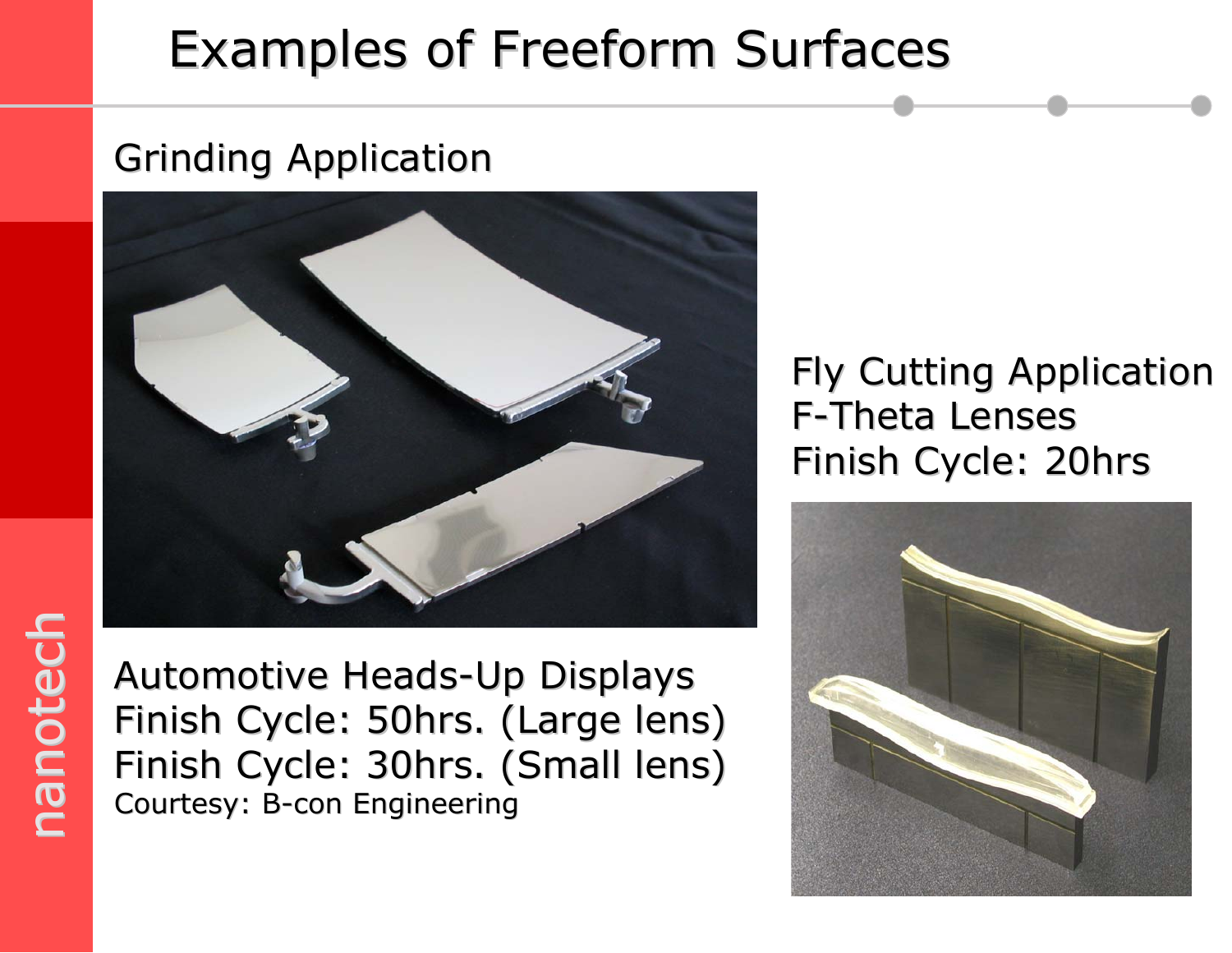# Examples of Freeform Surfaces

## Grinding Application

Automotive Heads-Up Displays
Finish Cycle: 50hrs. (Large lens)
Finish Cycle: 30hrs. (Small lens)
Courtesy: B-con Engineering

## Fly Cutting Application

F-Theta Lenses
Finish Cycle: 20hrs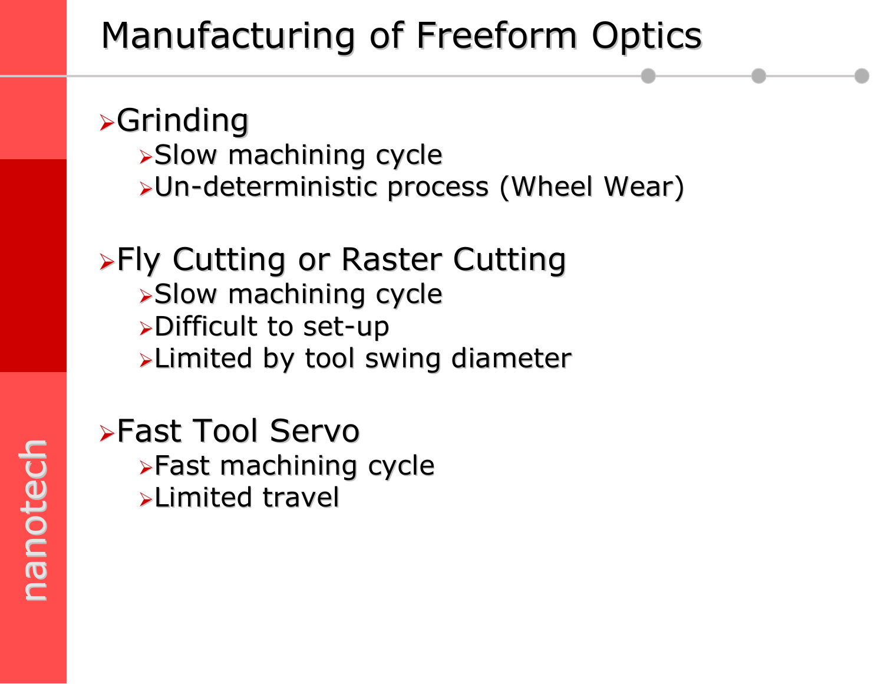# Manufacturing of Freeform Optics

- Grinding
  - Slow machining cycle
  - Un-deterministic process (Wheel Wear)
- Fly Cutting or Raster Cutting
  - Slow machining cycle
  - Difficult to set-up
  - Limited by tool swing diameter
- Fast Tool Servo
  - Fast machining cycle
  - Limited travel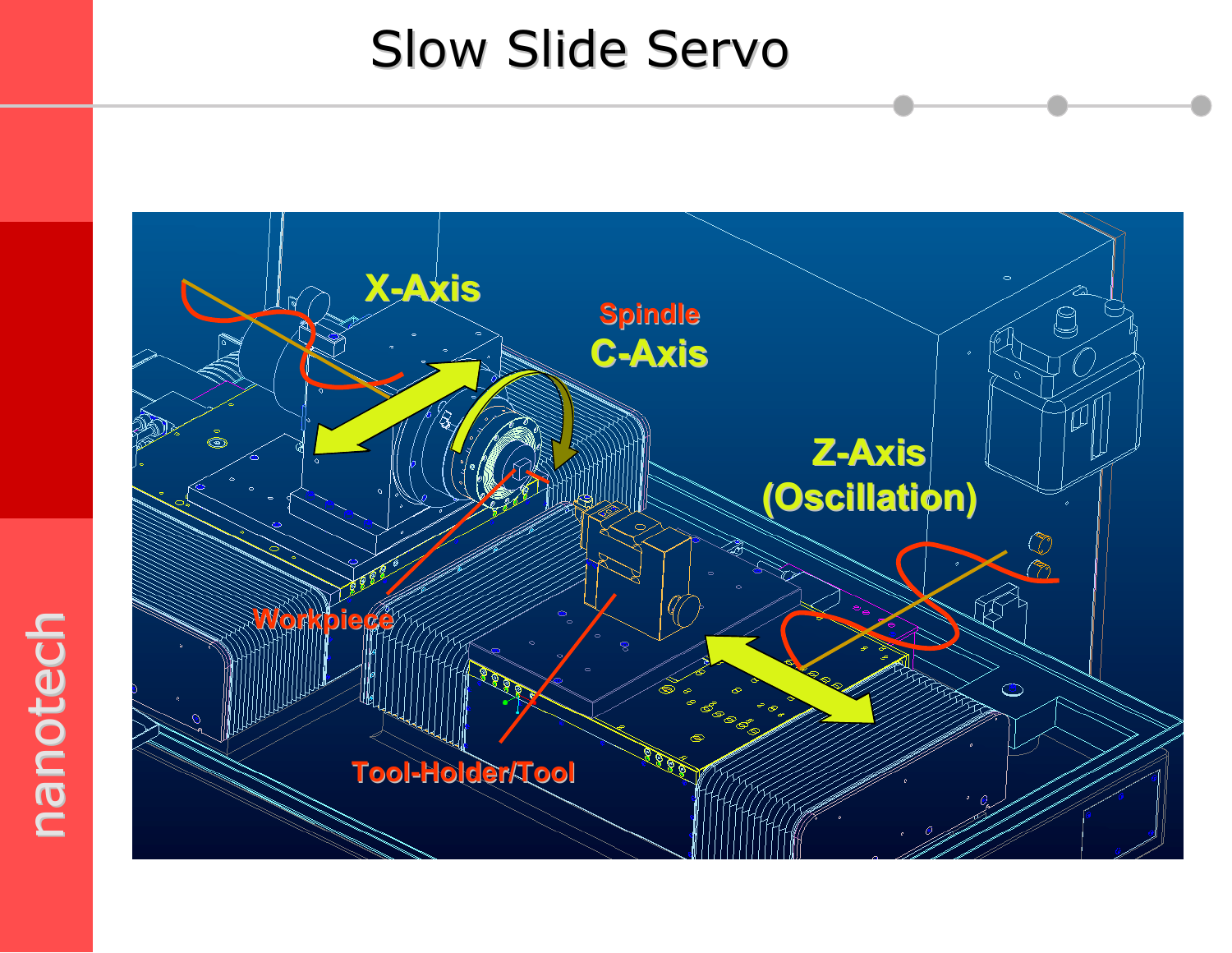# Slow Slide Servo

X-Axis

Spindle

C-Axis

Z-Axis (Oscillation)

Workpiece

Tool-Holder/Tool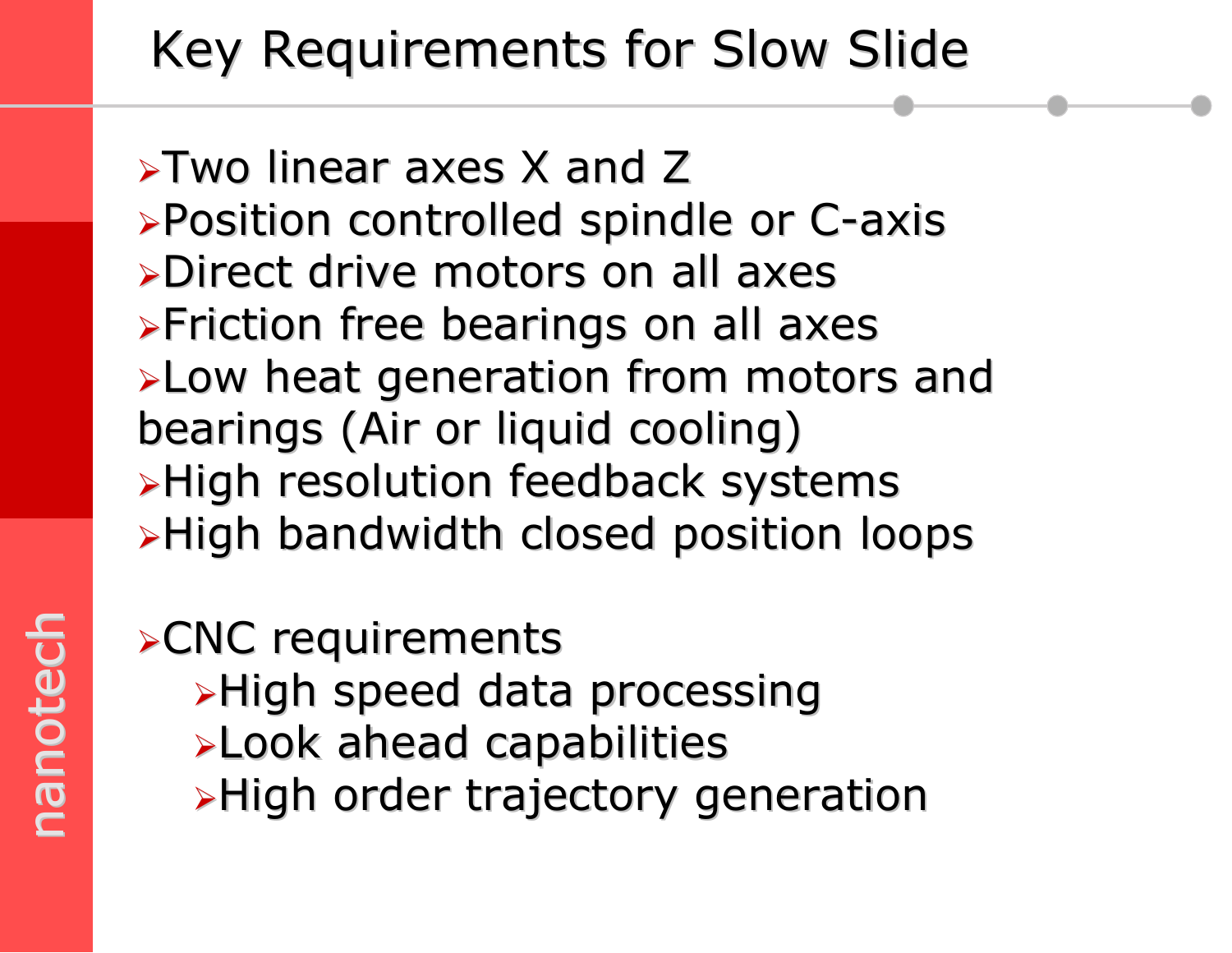# Key Requirements for Slow Slide

- Two linear axes X and Z
- Position controlled spindle or C-axis
- Direct drive motors on all axes
- Friction free bearings on all axes
- Low heat generation from motors and bearings (Air or liquid cooling)
- High resolution feedback systems
- High bandwidth closed position loops

- CNC requirements
  - High speed data processing
  - Look ahead capabilities
  - High order trajectory generation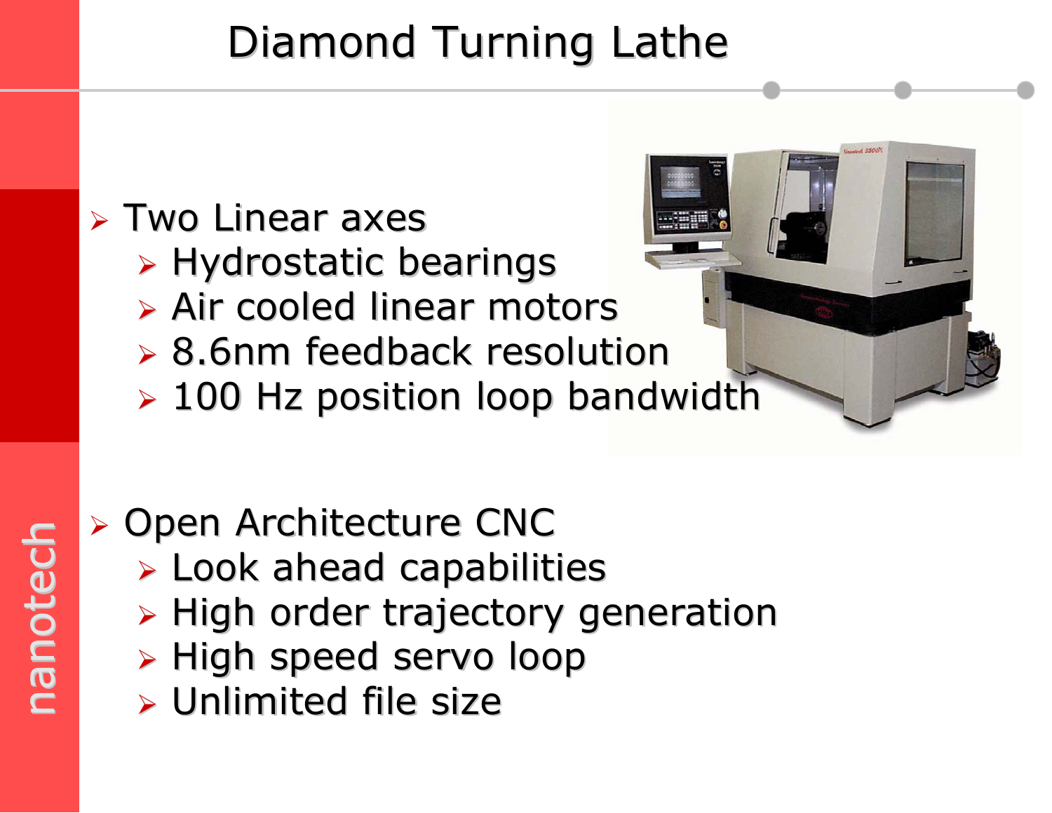# Diamond Turning Lathe

- Two Linear axes
  - Hydrostatic bearings
  - Air cooled linear motors
  - 8.6nm feedback resolution
  - 100 Hz position loop bandwidth

- Open Architecture CNC
  - Look ahead capabilities
  - High order trajectory generation
  - High speed servo loop
  - Unlimited file size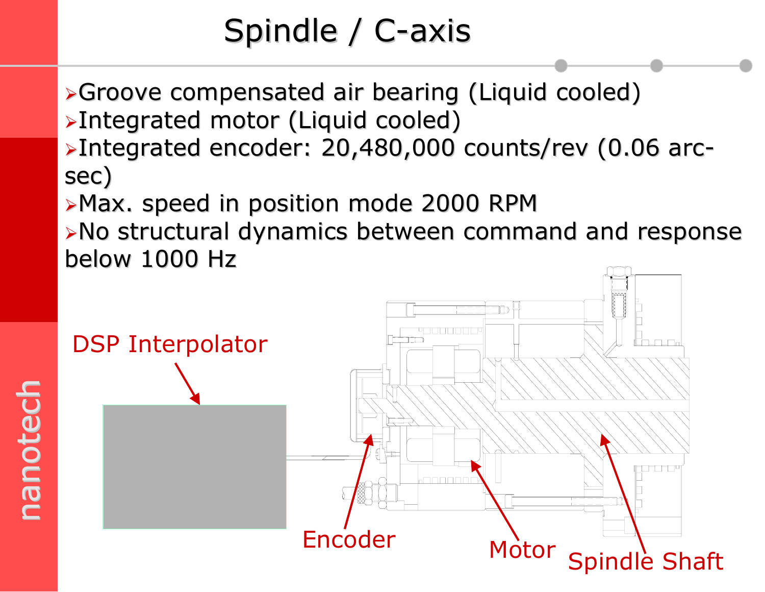# Spindle / C-axis

- Groove compensated air bearing (Liquid cooled)
- Integrated motor (Liquid cooled)
- Integrated encoder: 20,480,000 counts/rev (0.06 arc-sec)
- Max. speed in position mode 2000 RPM
- No structural dynamics between command and response below 1000 Hz

DSP Interpolator

Encoder

Motor

Spindle Shaft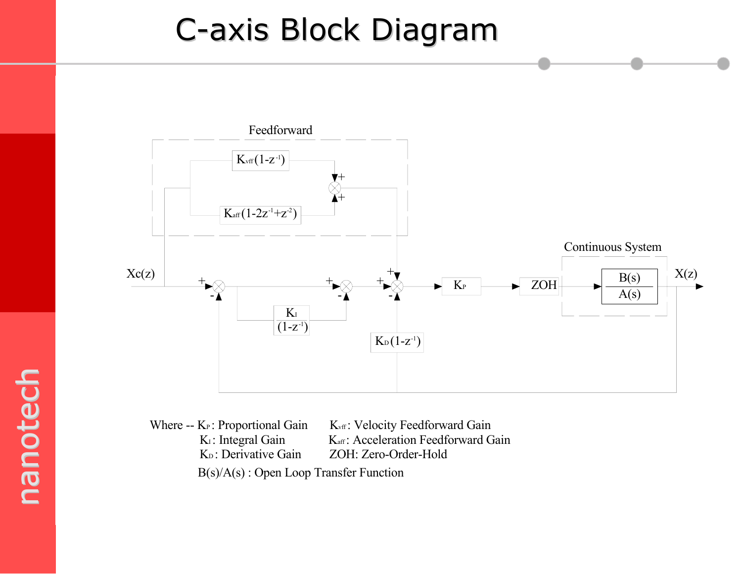# C-axis Block Diagram

Feedforward

$K_{vff}(1-z^{-1})$

$K_{aff}(1-2z^{-1}+z^{-2})$

Continuous System

$Xc(z)$

$K_P$

ZOH

$\frac{B(s)}{A(s)}$

$X(z)$

$K_I$
$(1-z^{-1})$

$K_D(1-z^{-1})$

Where -- $K_P$ : Proportional Gain
$K_I$ : Integral Gain
$K_D$ : Derivative Gain

$K_{vff}$ : Velocity Feedforward Gain
$K_{aff}$ : Acceleration Feedforward Gain
ZOH: Zero-Order-Hold

$B(s)/A(s)$ : Open Loop Transfer Function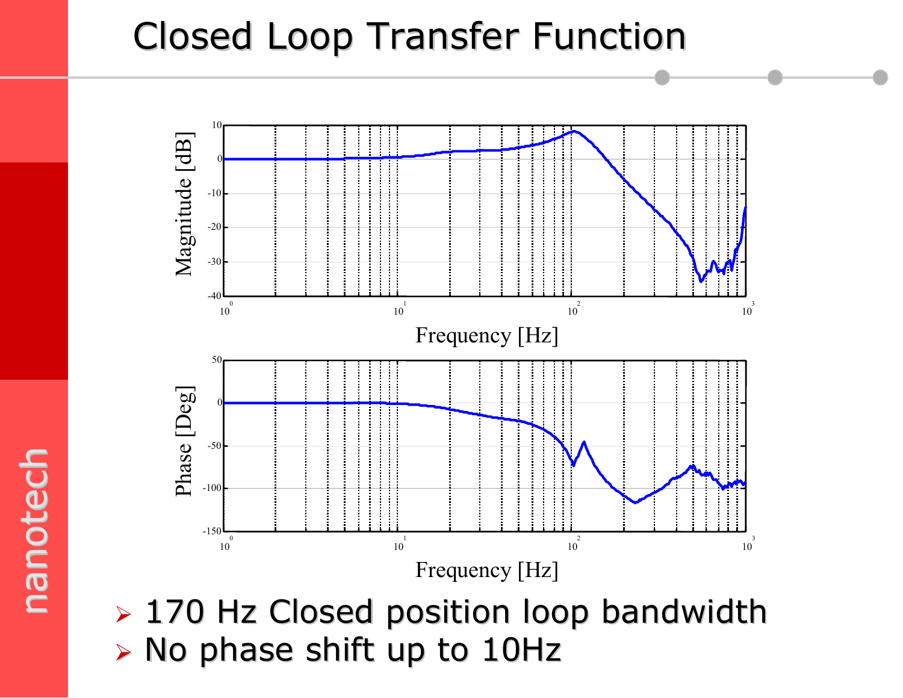# Closed Loop Transfer Function

- 170 Hz Closed position loop bandwidth
- No phase shift up to 10Hz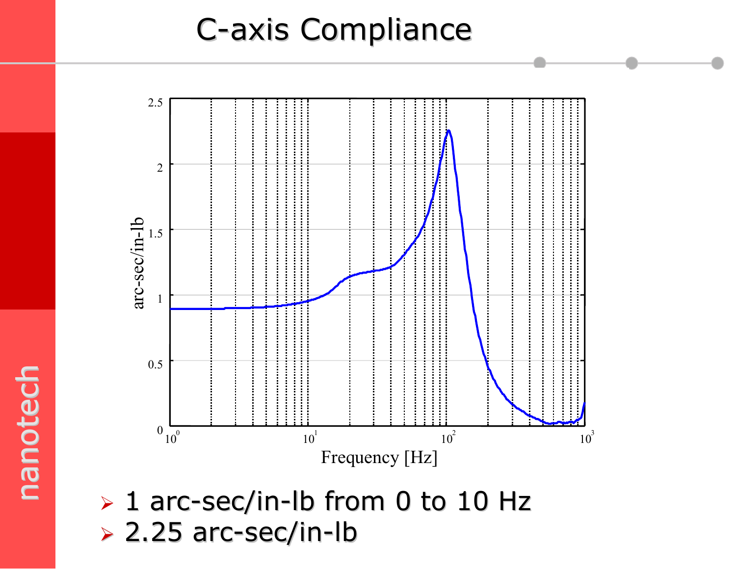# C-axis Compliance

- 1 arc-sec/in-lb from 0 to 10 Hz
- 2.25 arc-sec/in-lb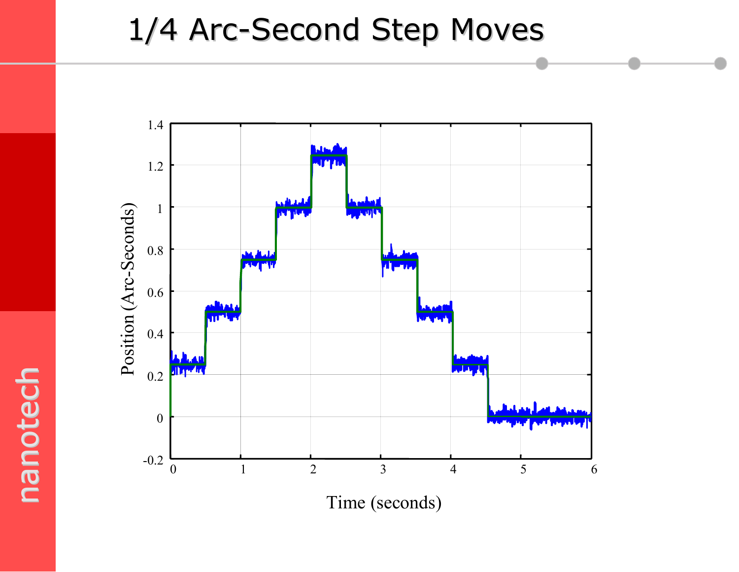# 1/4 Arc-Second Step Moves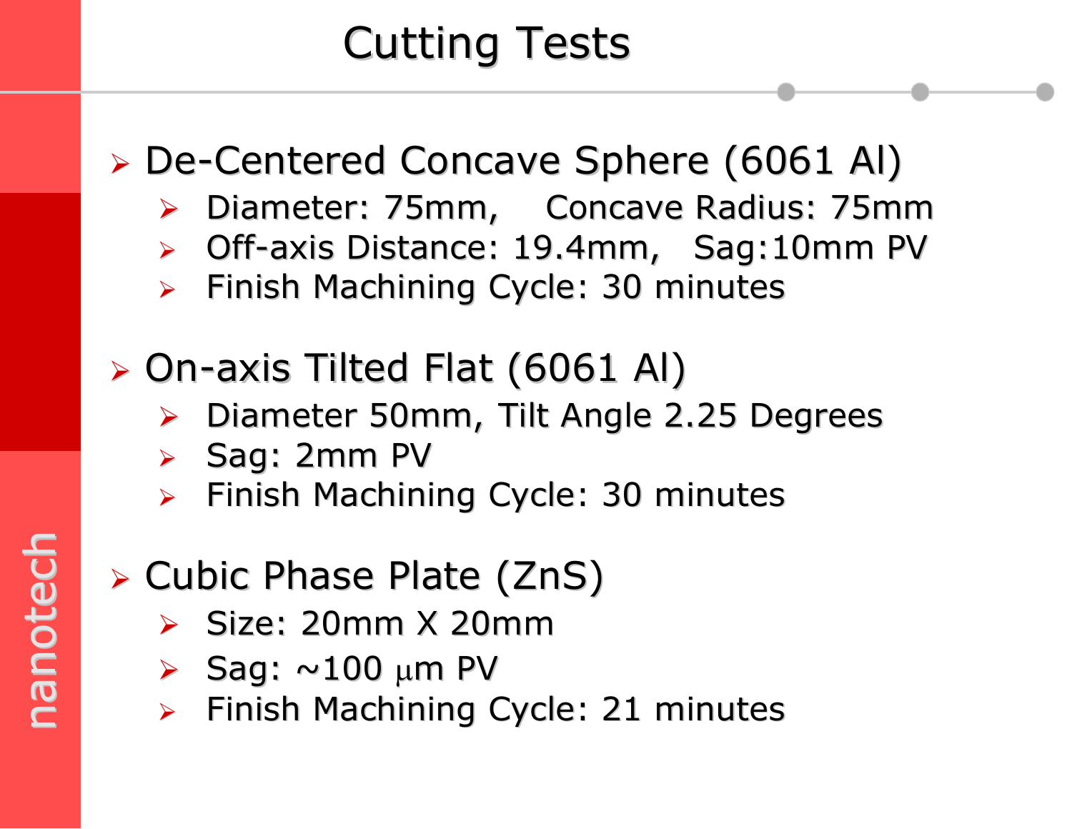# Cutting Tests

- De-Centered Concave Sphere (6061 Al)
  - Diameter: 75mm,    Concave Radius: 75mm
  - Off-axis Distance: 19.4mm,   Sag:10mm PV
  - Finish Machining Cycle: 30 minutes

- On-axis Tilted Flat (6061 Al)
  - Diameter 50mm, Tilt Angle 2.25 Degrees
  - Sag: 2mm PV
  - Finish Machining Cycle: 30 minutes

- Cubic Phase Plate (ZnS)
  - Size: 20mm X 20mm
  - Sag: ~100 $\mu$m PV
  - Finish Machining Cycle: 21 minutes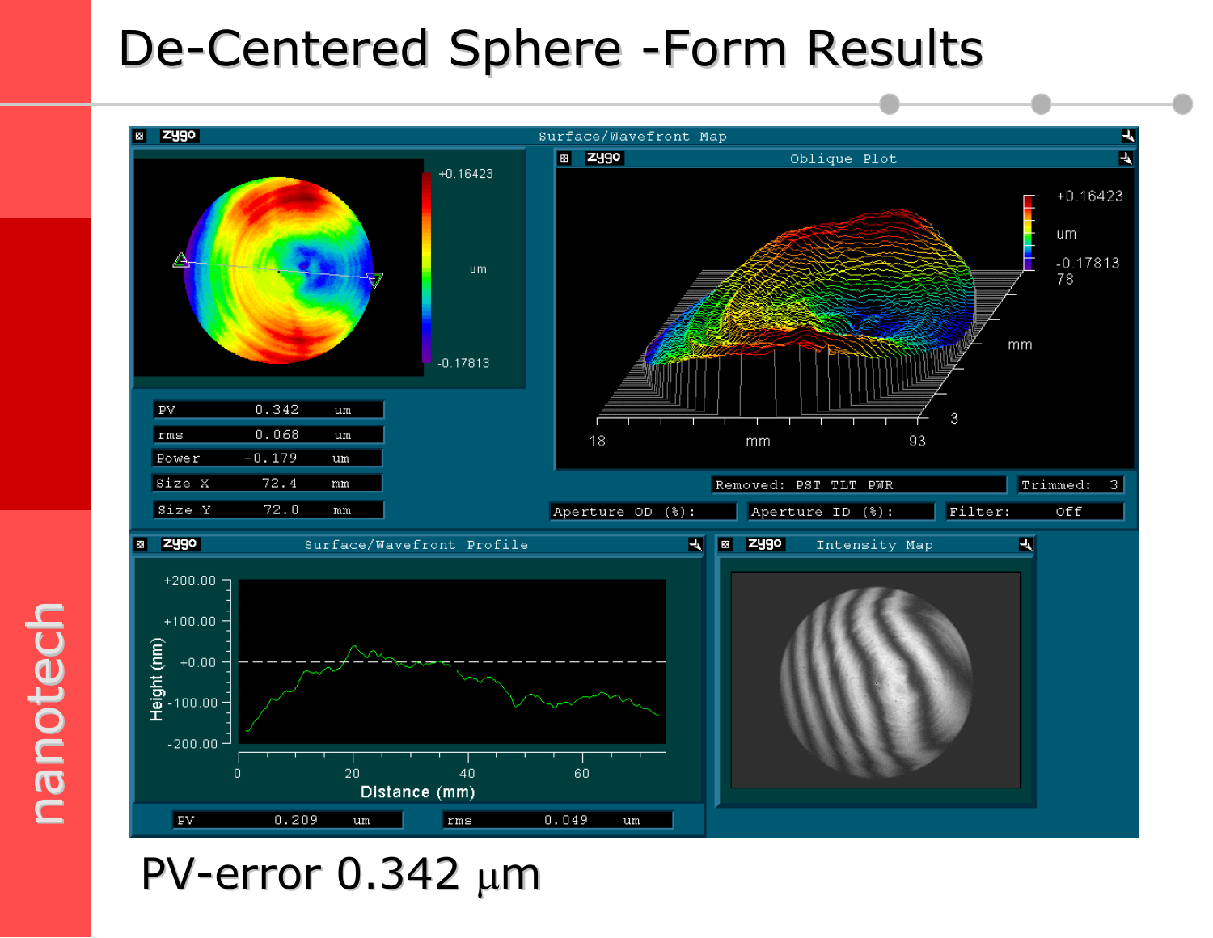# De-Centered Sphere -Form Results

| Surface/Wavefront Map | | |
| --- | --- | --- |
| PV | 0.342 | um |
| rms | 0.068 | um |
| Power | -0.179 | um |
| Size X | 72.4 | mm |
| Size Y | 72.0 | mm |

Removed: PST TLT PWR — Trimmed: 3

Aperture OD (%): — Aperture ID (%): — Filter: Off

| Surface/Wavefront Profile | | |
| --- | --- | --- |
| PV | 0.209 | um |
| rms | 0.049 | um |

PV-error 0.342 μm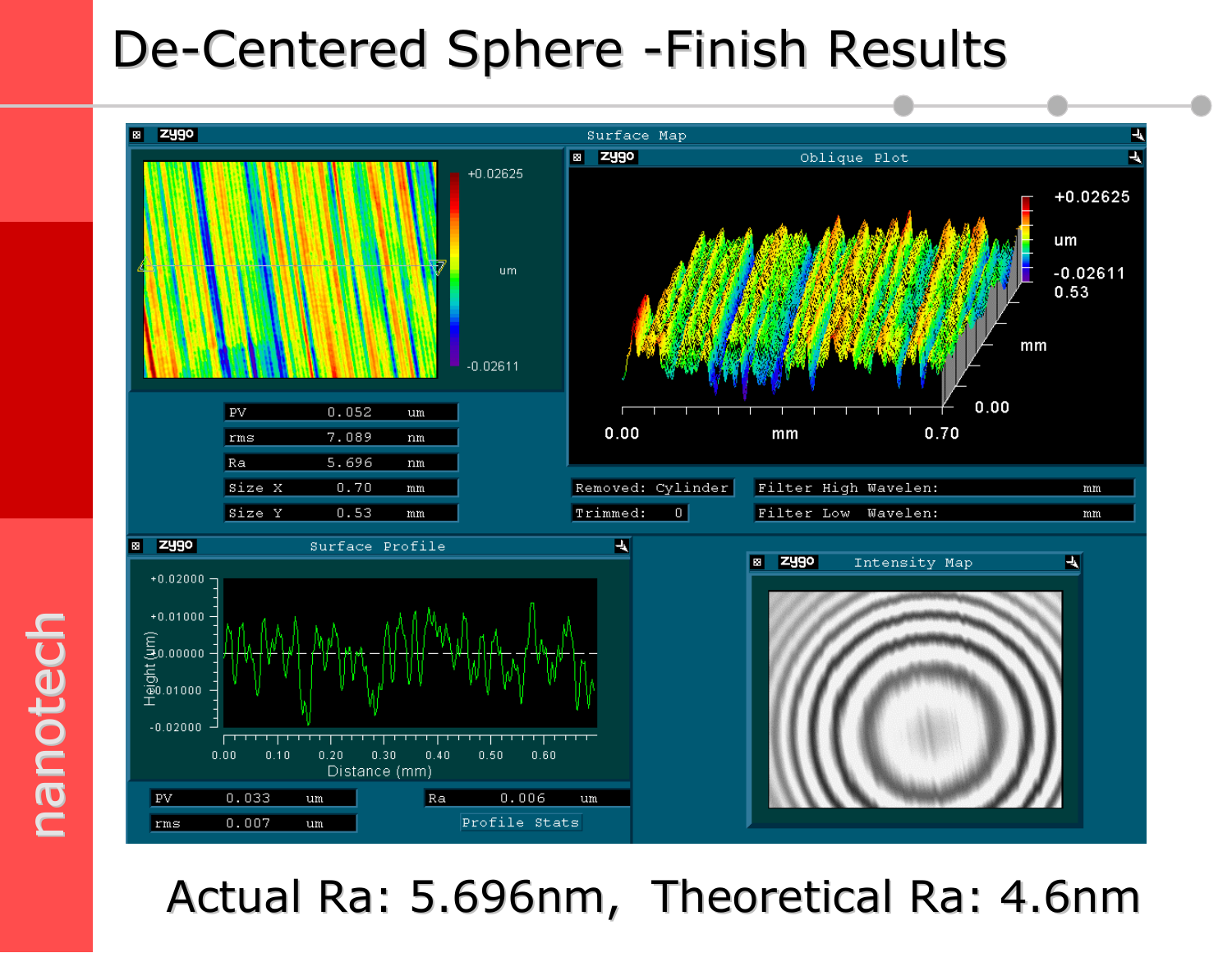# De-Centered Sphere -Finish Results

| | | |
|---|---|---|
| PV | 0.052 | um |
| rms | 7.089 | nm |
| Ra | 5.696 | nm |
| Size X | 0.70 | mm |
| Size Y | 0.53 | mm |

Removed: Cylinder

Trimmed: 0

Filter High Wavelen: mm

Filter Low Wavelen: mm

Surface Profile

| | | |
|---|---|---|
| PV | 0.033 | um |
| rms | 0.007 | um |
| Ra | 0.006 | um |

Actual Ra: 5.696nm, Theoretical Ra: 4.6nm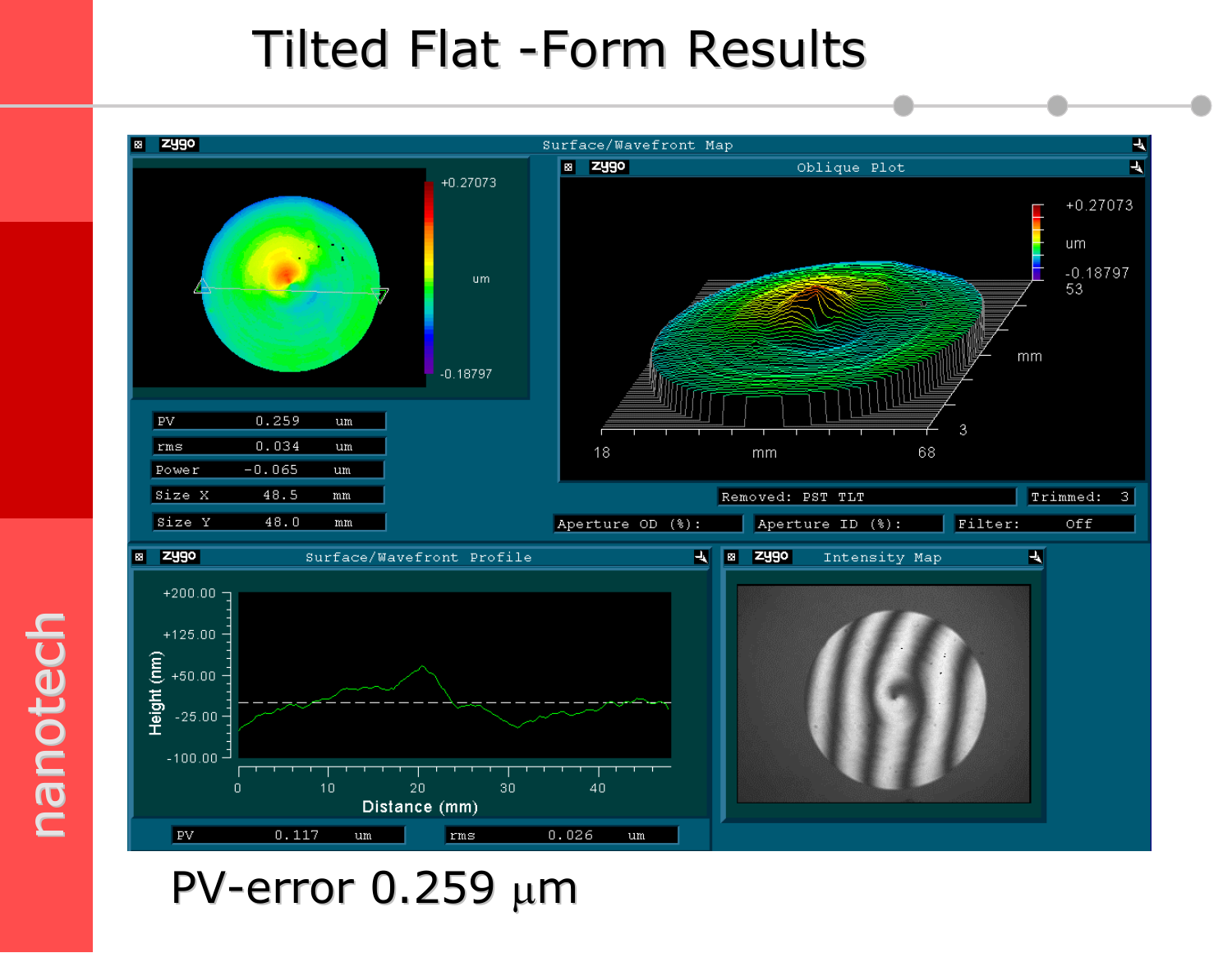# Tilted Flat -Form Results

PV-error 0.259 μm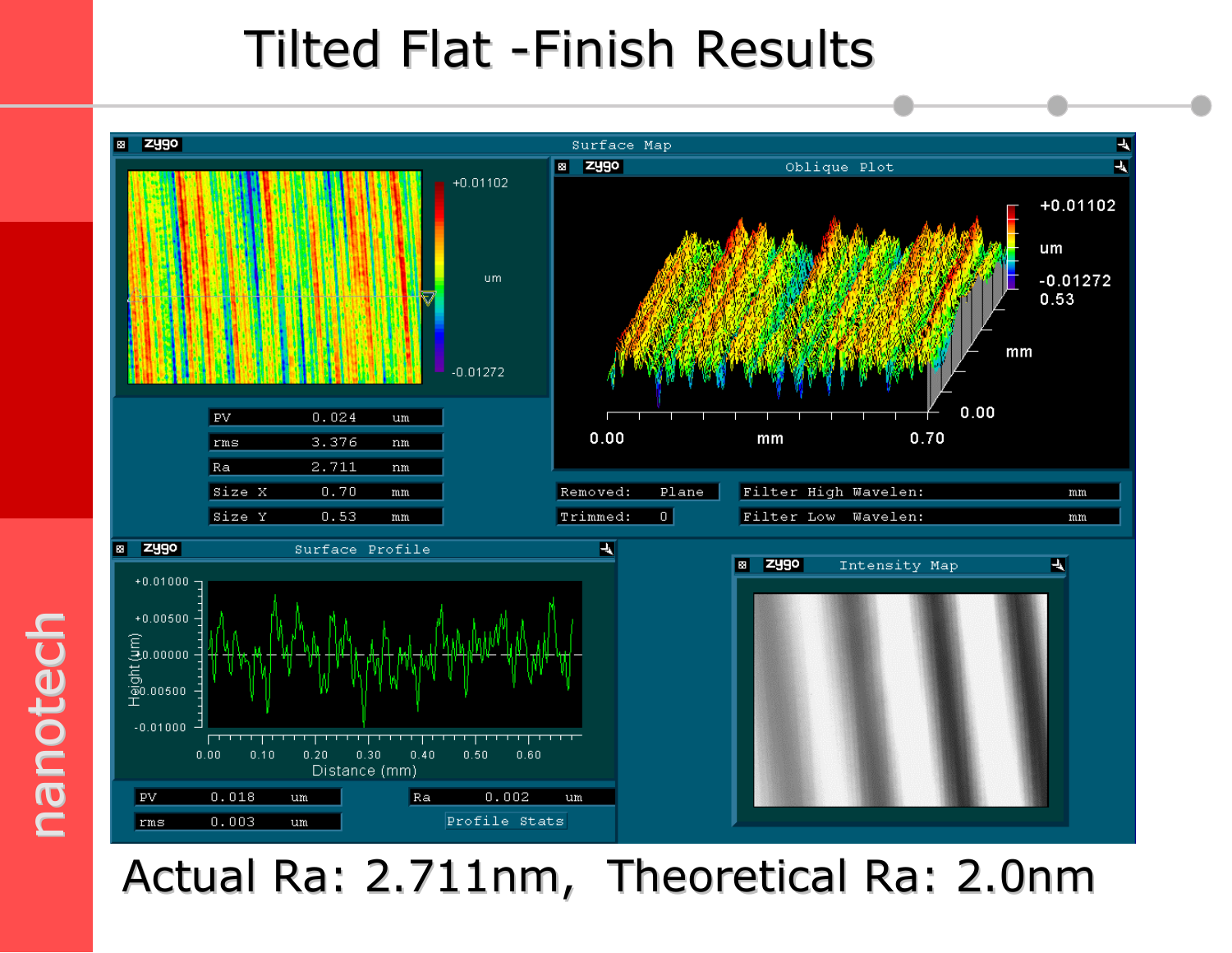# Tilted Flat -Finish Results

| Surface Map | | |
|---|---|---|
| PV | 0.024 | um |
| rms | 3.376 | nm |
| Ra | 2.711 | nm |
| Size X | 0.70 | mm |
| Size Y | 0.53 | mm |

Removed: Plane

Trimmed: 0

Filter High Wavelen: mm

Filter Low Wavelen: mm

| Surface Profile | | |
|---|---|---|
| PV | 0.018 | um |
| rms | 0.003 | um |
| Ra | 0.002 | um |

Actual Ra: 2.711nm, Theoretical Ra: 2.0nm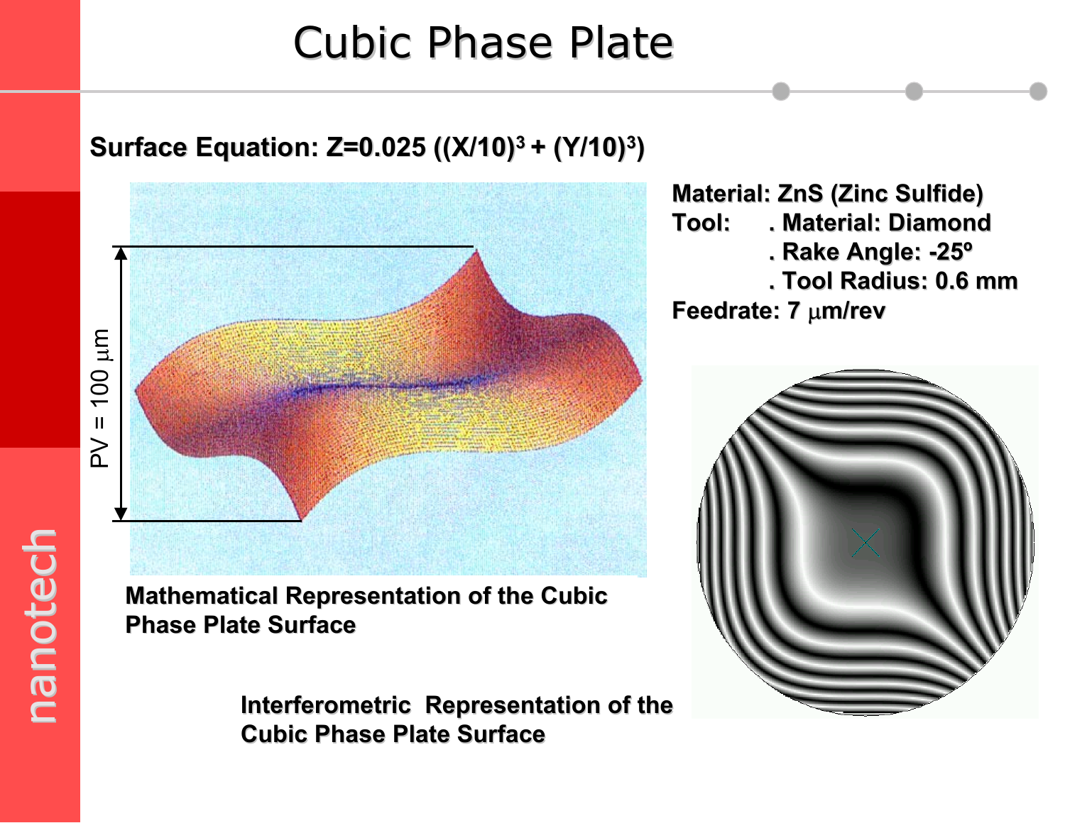# Cubic Phase Plate

**Surface Equation:** $Z=0.025\left((X/10)^3 + (Y/10)^3\right)$

PV = 100 μm

**Material:** ZnS (Zinc Sulfide)

**Tool:**
- Material: Diamond
- Rake Angle: -25º
- Tool Radius: 0.6 mm

**Feedrate:** 7 μm/rev

**Mathematical Representation of the Cubic Phase Plate Surface**

**Interferometric Representation of the Cubic Phase Plate Surface**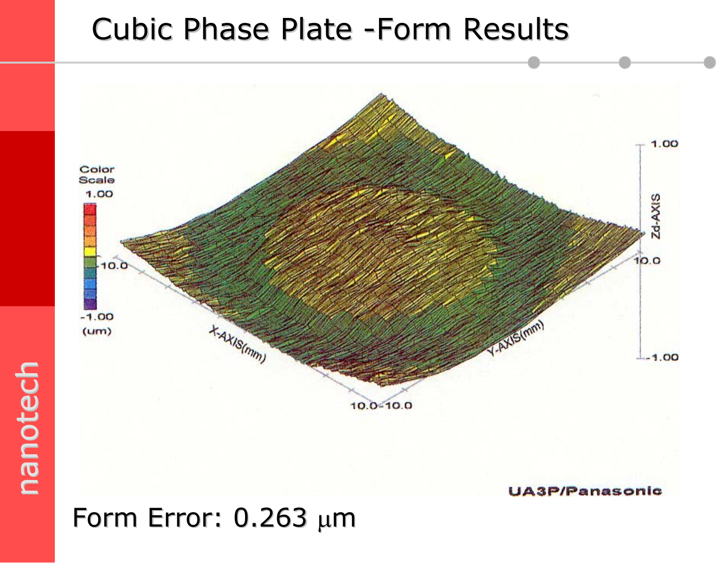# Cubic Phase Plate -Form Results

Form Error: 0.263 μm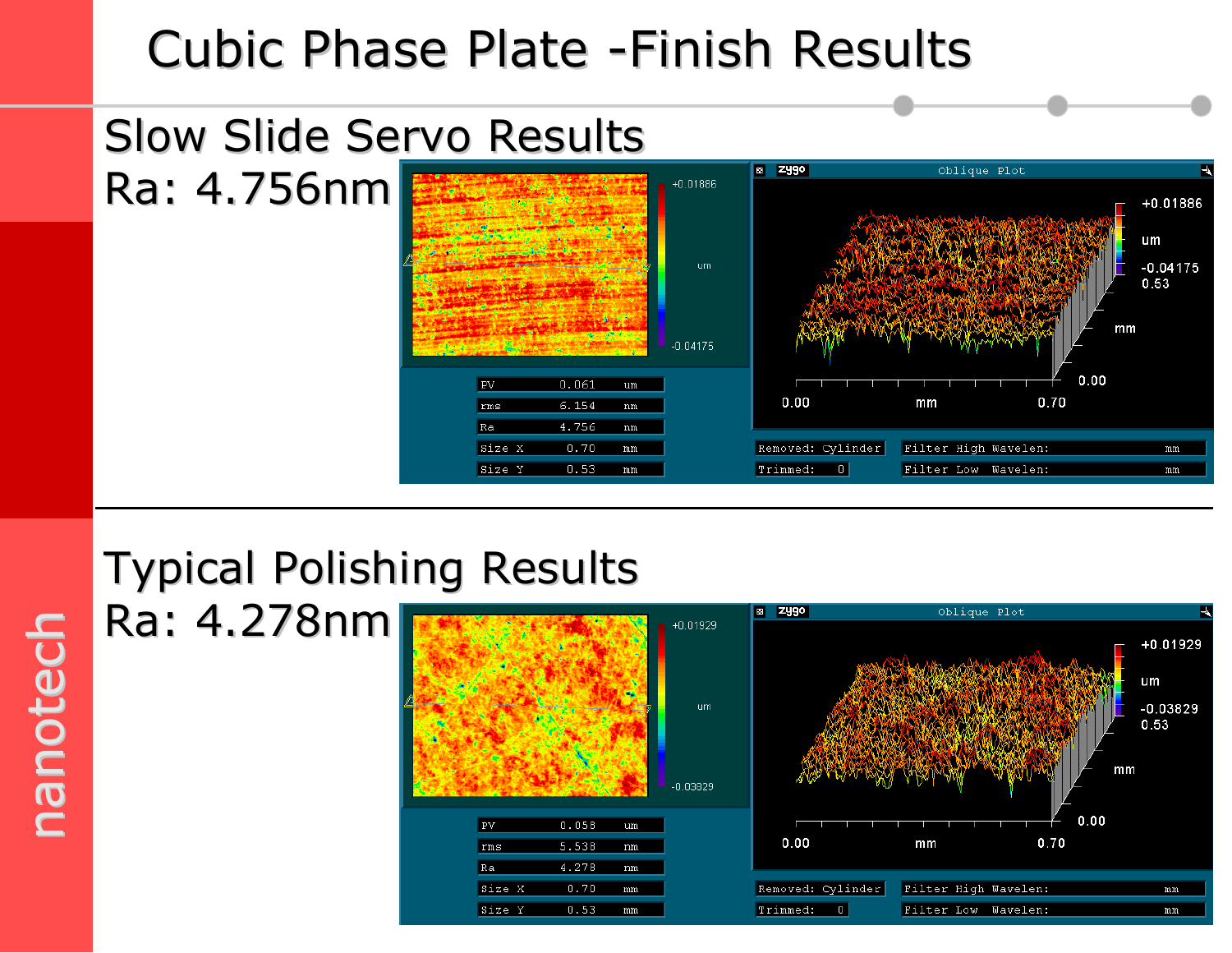# Cubic Phase Plate -Finish Results

## Slow Slide Servo Results

Ra: 4.756nm

| PV | 0.061 | um |
|---|---|---|
| rms | 6.154 | nm |
| Ra | 4.756 | nm |
| Size X | 0.70 | mm |
| Size Y | 0.53 | mm |

Removed: Cylinder | Trimmed: 0 | Filter High Wavelen: mm | Filter Low Wavelen: mm

## Typical Polishing Results

Ra: 4.278nm

| PV | 0.058 | um |
|---|---|---|
| rms | 5.538 | nm |
| Ra | 4.278 | nm |
| Size X | 0.70 | mm |
| Size Y | 0.53 | mm |

Removed: Cylinder | Trimmed: 0 | Filter High Wavelen: mm | Filter Low Wavelen: mm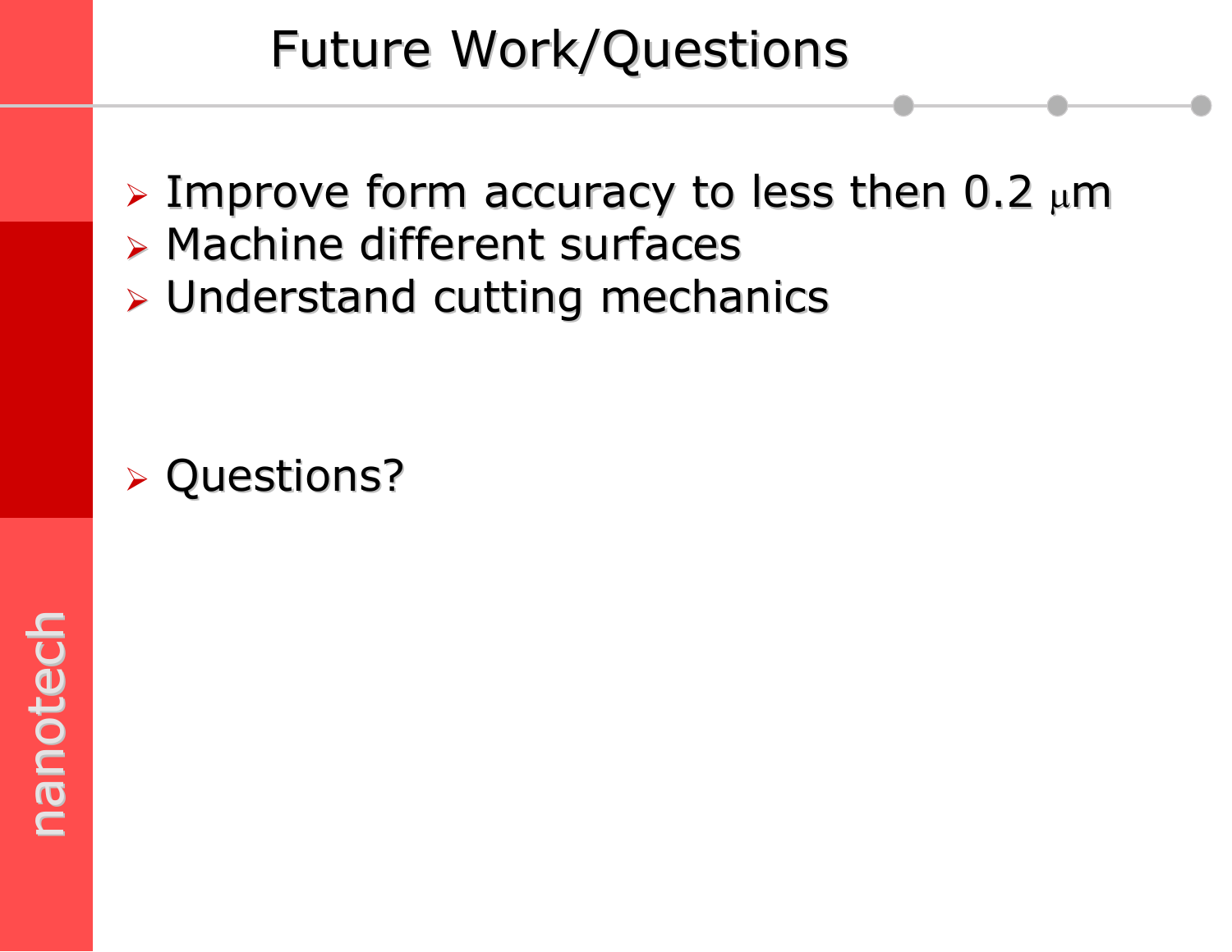# Future Work/Questions

- Improve form accuracy to less then 0.2 μm
- Machine different surfaces
- Understand cutting mechanics

- Questions?

nanotech